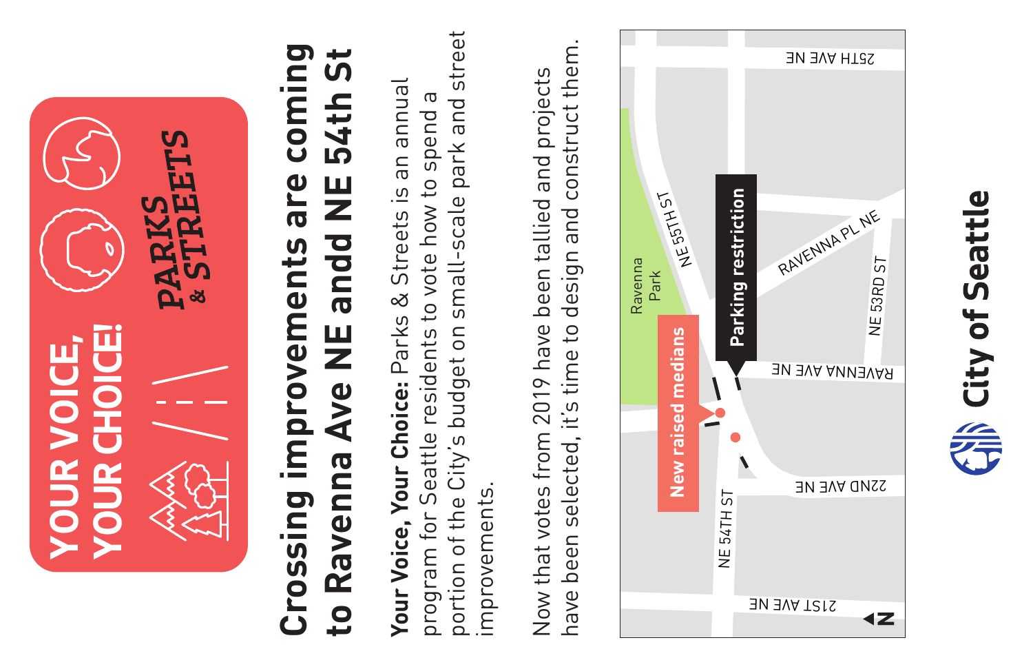# YOUR VOICE, YOUR CHOICE!

PARKS & STREETS

## Crossing improvements are coming to Ravenna Ave NE andd NE 54th St

**Your Voice, Your Choice:** Parks & Streets is an annual program for Seattle residents to vote how to spend a portion of the City's budget on small-scale park and street improvements.

Now that votes from 2019 have been tallied and projects have been selected, it's time to design and construct them.

25TH AVE NE

Ravenna Park

NE 55TH ST

Parking restriction

RAVENNA PL NE

NE 53RD ST

RAVENNA AVE NE

New raised medians

22ND AVE NE

NE 54TH ST

21ST AVE NE

N

City of Seattle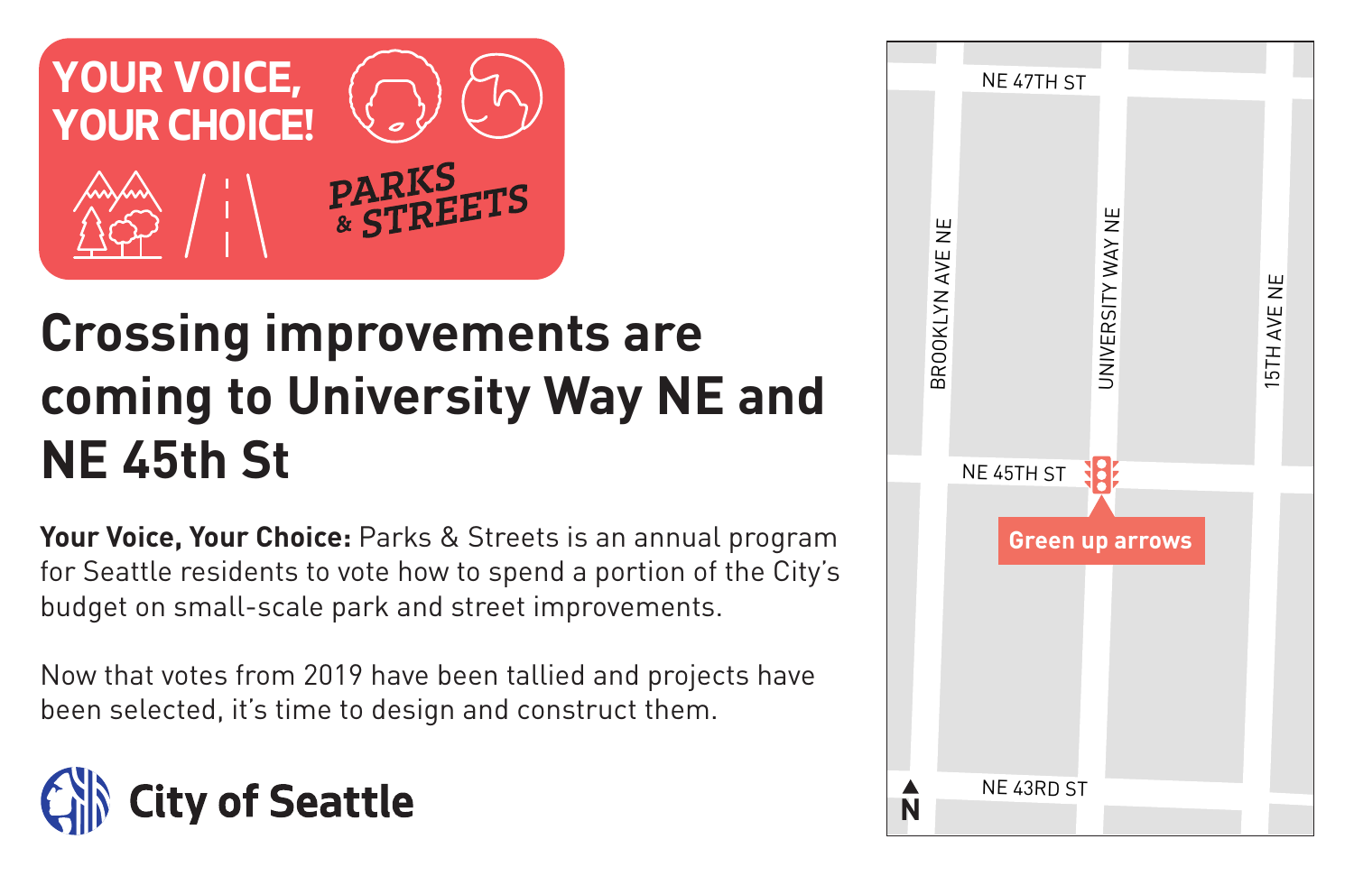YOUR VOICE, YOUR CHOICE! PARKS & STREETS

# Crossing improvements are coming to University Way NE and NE 45th St

**Your Voice, Your Choice:** Parks & Streets is an annual program for Seattle residents to vote how to spend a portion of the City's budget on small-scale park and street improvements.

Now that votes from 2019 have been tallied and projects have been selected, it's time to design and construct them.

City of Seattle

NE 47TH ST

BROOKLYN AVE NE

UNIVERSITY WAY NE

15TH AVE NE

NE 45TH ST

Green up arrows

NE 43RD ST

N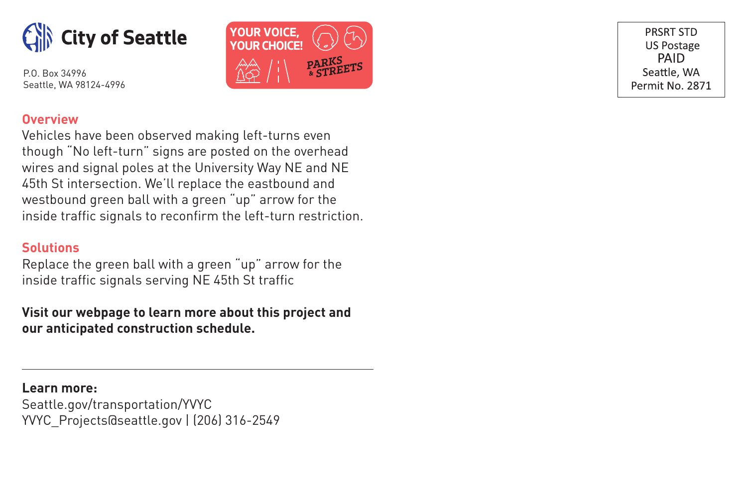**City of Seattle**

P.O. Box 34996
Seattle, WA 98124-4996

YOUR VOICE, YOUR CHOICE!
PARKS & STREETS

PRSRT STD
US Postage
PAID
Seattle, WA
Permit No. 2871

## Overview

Vehicles have been observed making left-turns even though “No left-turn” signs are posted on the overhead wires and signal poles at the University Way NE and NE 45th St intersection. We’ll replace the eastbound and westbound green ball with a green “up” arrow for the inside traffic signals to reconfirm the left-turn restriction.

## Solutions

Replace the green ball with a green “up” arrow for the inside traffic signals serving NE 45th St traffic

**Visit our webpage to learn more about this project and our anticipated construction schedule.**

---

**Learn more:**
Seattle.gov/transportation/YVYC
YVYC_Projects@seattle.gov | (206) 316-2549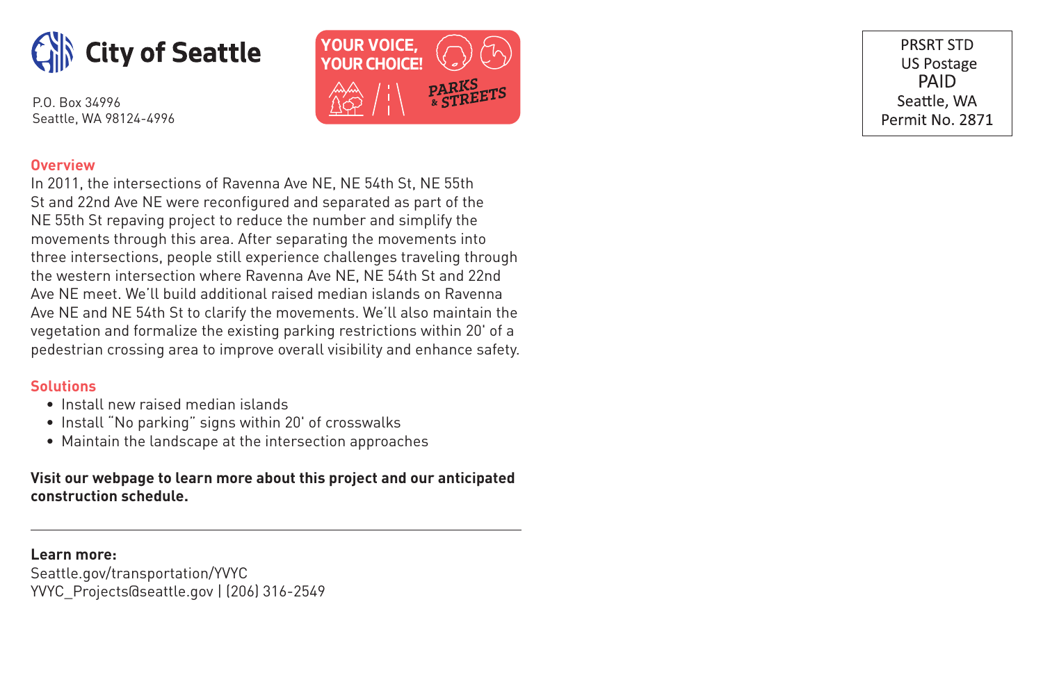**City of Seattle**

P.O. Box 34996
Seattle, WA 98124-4996

YOUR VOICE, YOUR CHOICE!
PARKS & STREETS

PRSRT STD
US Postage
PAID
Seattle, WA
Permit No. 2871

## Overview

In 2011, the intersections of Ravenna Ave NE, NE 54th St, NE 55th St and 22nd Ave NE were reconfigured and separated as part of the NE 55th St repaving project to reduce the number and simplify the movements through this area. After separating the movements into three intersections, people still experience challenges traveling through the western intersection where Ravenna Ave NE, NE 54th St and 22nd Ave NE meet. We'll build additional raised median islands on Ravenna Ave NE and NE 54th St to clarify the movements. We'll also maintain the vegetation and formalize the existing parking restrictions within 20' of a pedestrian crossing area to improve overall visibility and enhance safety.

## Solutions

- Install new raised median islands
- Install "No parking" signs within 20' of crosswalks
- Maintain the landscape at the intersection approaches

**Visit our webpage to learn more about this project and our anticipated construction schedule.**

---

**Learn more:**
Seattle.gov/transportation/YVYC
YVYC_Projects@seattle.gov | (206) 316-2549